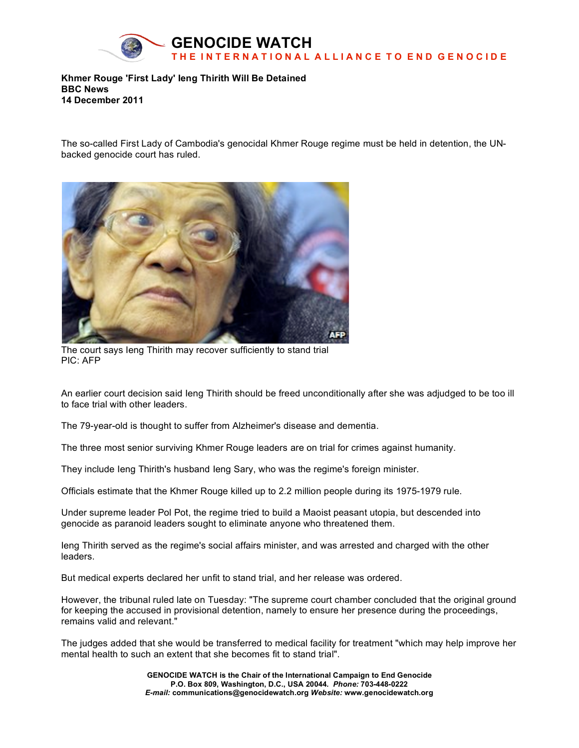# GENOCIDE WATCH

**THE INTERNATIONAL ALLIANCE TO END GENOCIDE**

**Khmer Rouge 'First Lady' Ieng Thirith Will Be Detained**
**BBC News**
**14 December 2011**

The so-called First Lady of Cambodia's genocidal Khmer Rouge regime must be held in detention, the UN-backed genocide court has ruled.

The court says Ieng Thirith may recover sufficiently to stand trial
PIC: AFP

An earlier court decision said Ieng Thirith should be freed unconditionally after she was adjudged to be too ill to face trial with other leaders.

The 79-year-old is thought to suffer from Alzheimer's disease and dementia.

The three most senior surviving Khmer Rouge leaders are on trial for crimes against humanity.

They include Ieng Thirith's husband Ieng Sary, who was the regime's foreign minister.

Officials estimate that the Khmer Rouge killed up to 2.2 million people during its 1975-1979 rule.

Under supreme leader Pol Pot, the regime tried to build a Maoist peasant utopia, but descended into genocide as paranoid leaders sought to eliminate anyone who threatened them.

Ieng Thirith served as the regime's social affairs minister, and was arrested and charged with the other leaders.

But medical experts declared her unfit to stand trial, and her release was ordered.

However, the tribunal ruled late on Tuesday: "The supreme court chamber concluded that the original ground for keeping the accused in provisional detention, namely to ensure her presence during the proceedings, remains valid and relevant."

The judges added that she would be transferred to medical facility for treatment "which may help improve her mental health to such an extent that she becomes fit to stand trial".

**GENOCIDE WATCH is the Chair of the International Campaign to End Genocide**
**P.O. Box 809, Washington, D.C., USA 20044.** ***Phone:*** **703-448-0222**
***E-mail:*** **communications@genocidewatch.org** ***Website:*** **www.genocidewatch.org**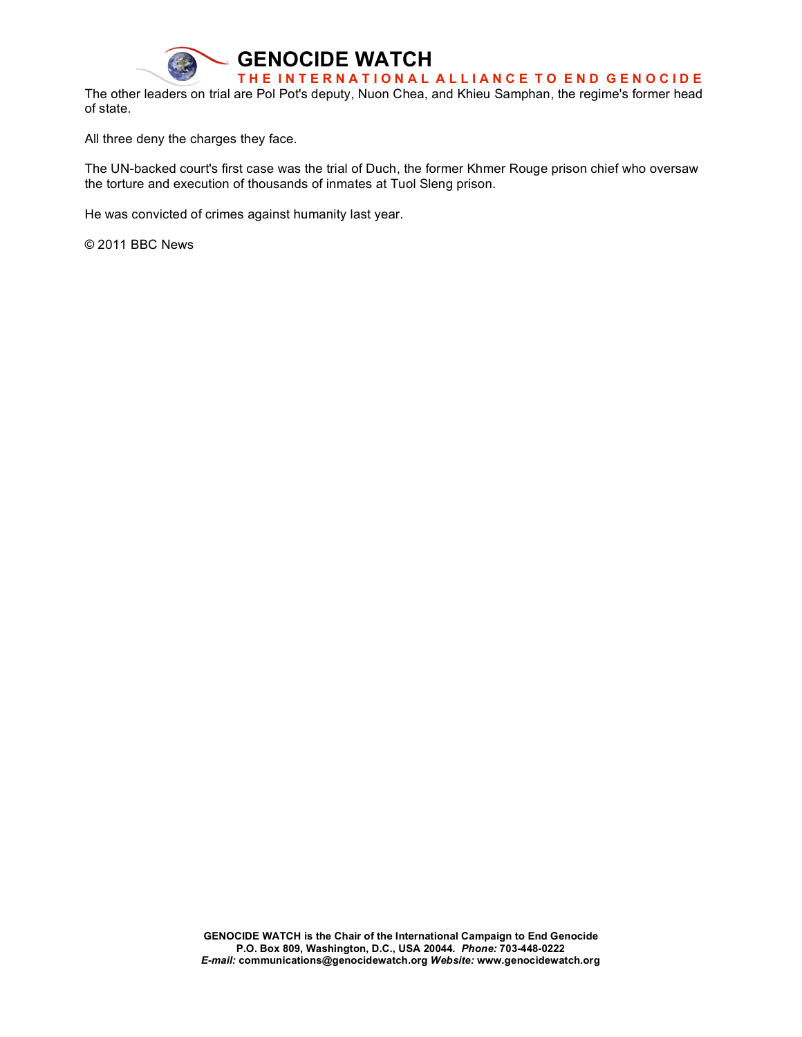The other leaders on trial are Pol Pot's deputy, Nuon Chea, and Khieu Samphan, the regime's former head of state.

All three deny the charges they face.

The UN-backed court's first case was the trial of Duch, the former Khmer Rouge prison chief who oversaw the torture and execution of thousands of inmates at Tuol Sleng prison.

He was convicted of crimes against humanity last year.

© 2011 BBC News